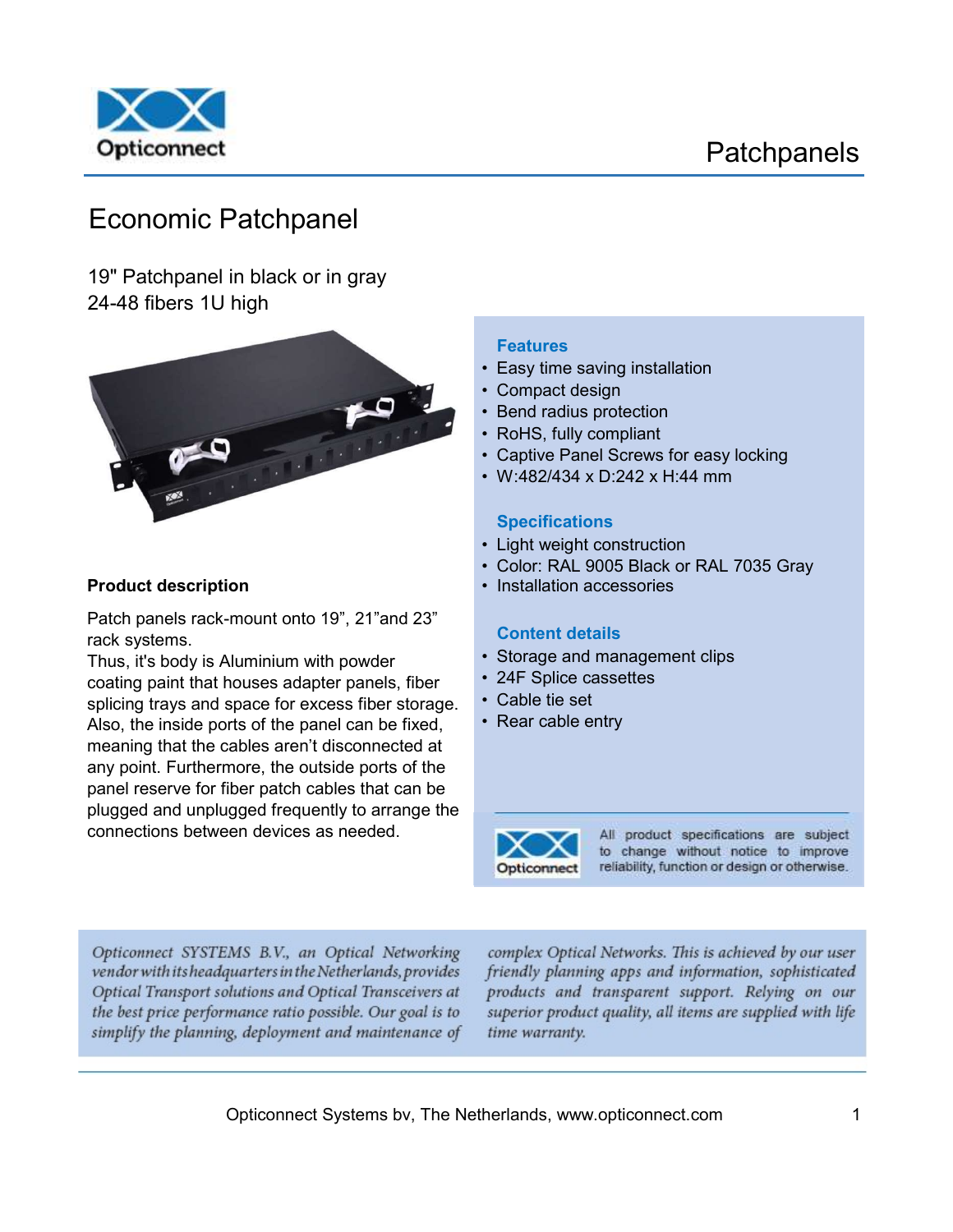# Patchpanels

## Economic Patchpanel

19" Patchpanel in black or in gray
24-48 fibers 1U high

### Product description

Patch panels rack-mount onto 19", 21"and 23" rack systems.
Thus, it's body is Aluminium with powder coating paint that houses adapter panels, fiber splicing trays and space for excess fiber storage. Also, the inside ports of the panel can be fixed, meaning that the cables aren't disconnected at any point. Furthermore, the outside ports of the panel reserve for fiber patch cables that can be plugged and unplugged frequently to arrange the connections between devices as needed.

### Features

- Easy time saving installation
- Compact design
- Bend radius protection
- RoHS, fully compliant
- Captive Panel Screws for easy locking
- W:482/434 x D:242 x H:44 mm

### Specifications

- Light weight construction
- Color: RAL 9005 Black or RAL 7035 Gray
- Installation accessories

### Content details

- Storage and management clips
- 24F Splice cassettes
- Cable tie set
- Rear cable entry

All product specifications are subject to change without notice to improve reliability, function or design or otherwise.

*Opticonnect SYSTEMS B.V., an Optical Networking vendor with its headquarters in the Netherlands, provides Optical Transport solutions and Optical Transceivers at the best price performance ratio possible. Our goal is to simplify the planning, deployment and maintenance of complex Optical Networks. This is achieved by our user friendly planning apps and information, sophisticated products and transparent support. Relying on our superior product quality, all items are supplied with life time warranty.*

Opticonnect Systems bv, The Netherlands, www.opticonnect.com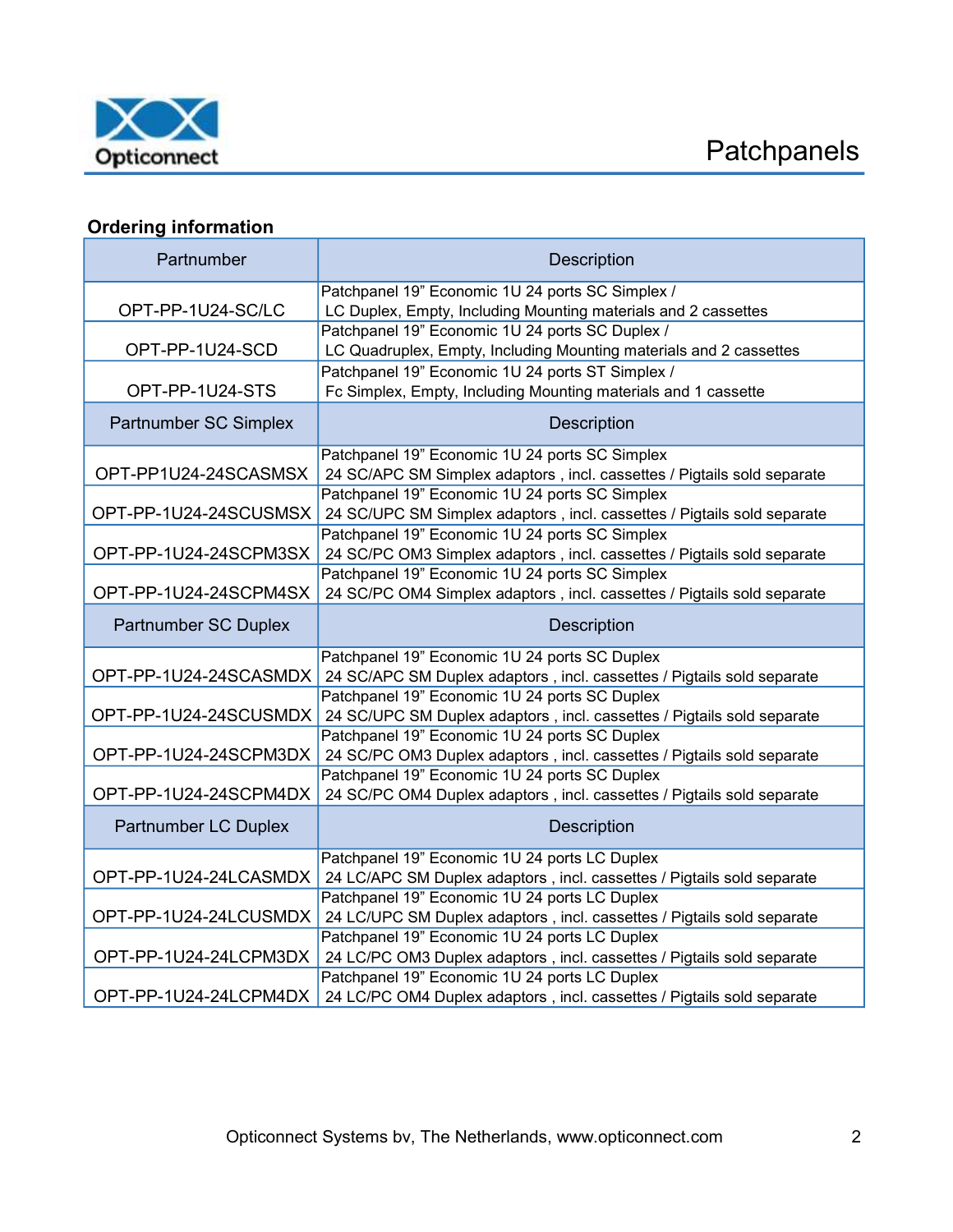## Ordering information

| Partnumber | Description |
|---|---|
| OPT-PP-1U24-SC/LC | Patchpanel 19" Economic 1U 24 ports SC Simplex / LC Duplex, Empty, Including Mounting materials and 2 cassettes |
| OPT-PP-1U24-SCD | Patchpanel 19" Economic 1U 24 ports SC Duplex / LC Quadruplex, Empty, Including Mounting materials and 2 cassettes |
| OPT-PP-1U24-STS | Patchpanel 19" Economic 1U 24 ports ST Simplex / Fc Simplex, Empty, Including Mounting materials and 1 cassette |
| **Partnumber SC Simplex** | **Description** |
| OPT-PP1U24-24SCASMSX | Patchpanel 19" Economic 1U 24 ports SC Simplex 24 SC/APC SM Simplex adaptors , incl. cassettes / Pigtails sold separate |
| OPT-PP-1U24-24SCUSMSX | Patchpanel 19" Economic 1U 24 ports SC Simplex 24 SC/UPC SM Simplex adaptors , incl. cassettes / Pigtails sold separate |
| OPT-PP-1U24-24SCPM3SX | Patchpanel 19" Economic 1U 24 ports SC Simplex 24 SC/PC OM3 Simplex adaptors , incl. cassettes / Pigtails sold separate |
| OPT-PP-1U24-24SCPM4SX | Patchpanel 19" Economic 1U 24 ports SC Simplex 24 SC/PC OM4 Simplex adaptors , incl. cassettes / Pigtails sold separate |
| **Partnumber SC Duplex** | **Description** |
| OPT-PP-1U24-24SCASMDX | Patchpanel 19" Economic 1U 24 ports SC Duplex 24 SC/APC SM Duplex adaptors , incl. cassettes / Pigtails sold separate |
| OPT-PP-1U24-24SCUSMDX | Patchpanel 19" Economic 1U 24 ports SC Duplex 24 SC/UPC SM Duplex adaptors , incl. cassettes / Pigtails sold separate |
| OPT-PP-1U24-24SCPM3DX | Patchpanel 19" Economic 1U 24 ports SC Duplex 24 SC/PC OM3 Duplex adaptors , incl. cassettes / Pigtails sold separate |
| OPT-PP-1U24-24SCPM4DX | Patchpanel 19" Economic 1U 24 ports SC Duplex 24 SC/PC OM4 Duplex adaptors , incl. cassettes / Pigtails sold separate |
| **Partnumber LC Duplex** | **Description** |
| OPT-PP-1U24-24LCASMDX | Patchpanel 19" Economic 1U 24 ports LC Duplex 24 LC/APC SM Duplex adaptors , incl. cassettes / Pigtails sold separate |
| OPT-PP-1U24-24LCUSMDX | Patchpanel 19" Economic 1U 24 ports LC Duplex 24 LC/UPC SM Duplex adaptors , incl. cassettes / Pigtails sold separate |
| OPT-PP-1U24-24LCPM3DX | Patchpanel 19" Economic 1U 24 ports LC Duplex 24 LC/PC OM3 Duplex adaptors , incl. cassettes / Pigtails sold separate |
| OPT-PP-1U24-24LCPM4DX | Patchpanel 19" Economic 1U 24 ports LC Duplex 24 LC/PC OM4 Duplex adaptors , incl. cassettes / Pigtails sold separate |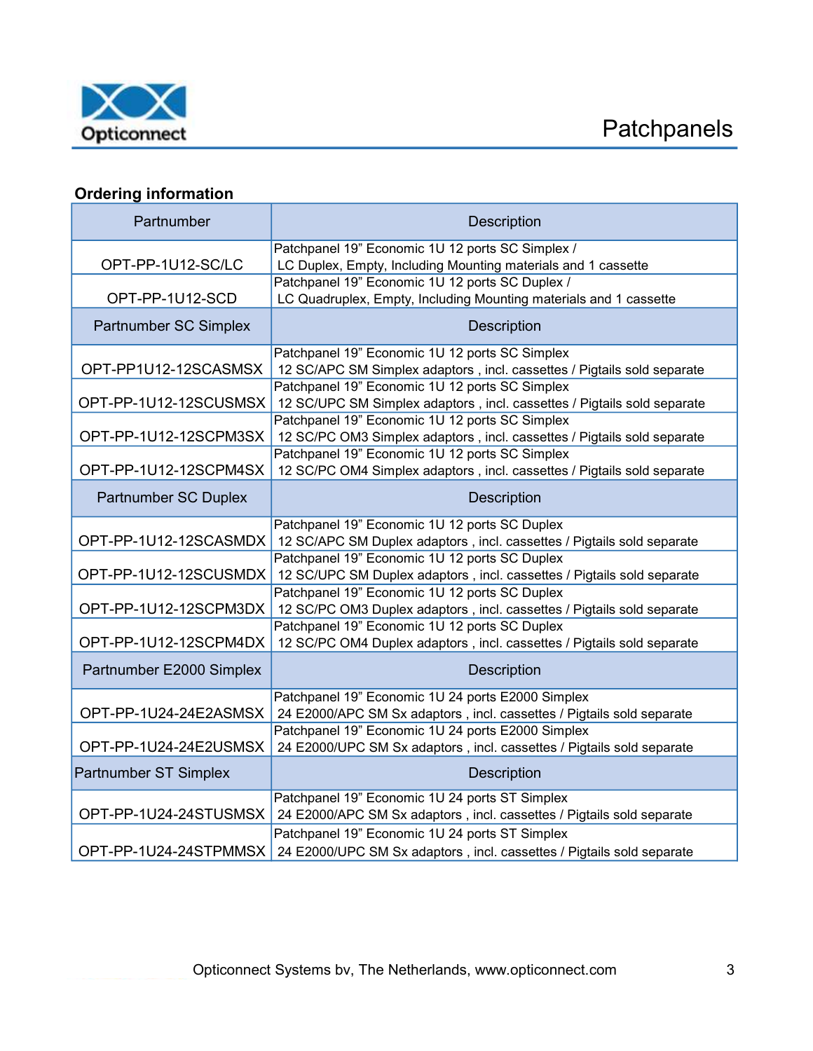Patchpanels

## Ordering information

| Partnumber | Description |
|---|---|
| OPT-PP-1U12-SC/LC | Patchpanel 19” Economic 1U 12 ports SC Simplex / LC Duplex, Empty, Including Mounting materials and 1 cassette |
| OPT-PP-1U12-SCD | Patchpanel 19” Economic 1U 12 ports SC Duplex / LC Quadruplex, Empty, Including Mounting materials and 1 cassette |
| **Partnumber SC Simplex** | **Description** |
| OPT-PP1U12-12SCASMSX | Patchpanel 19” Economic 1U 12 ports SC Simplex 12 SC/APC SM Simplex adaptors , incl. cassettes / Pigtails sold separate |
| OPT-PP-1U12-12SCUSMSX | Patchpanel 19” Economic 1U 12 ports SC Simplex 12 SC/UPC SM Simplex adaptors , incl. cassettes / Pigtails sold separate |
| OPT-PP-1U12-12SCPM3SX | Patchpanel 19” Economic 1U 12 ports SC Simplex 12 SC/PC OM3 Simplex adaptors , incl. cassettes / Pigtails sold separate |
| OPT-PP-1U12-12SCPM4SX | Patchpanel 19” Economic 1U 12 ports SC Simplex 12 SC/PC OM4 Simplex adaptors , incl. cassettes / Pigtails sold separate |
| **Partnumber SC Duplex** | **Description** |
| OPT-PP-1U12-12SCASMDX | Patchpanel 19” Economic 1U 12 ports SC Duplex 12 SC/APC SM Duplex adaptors , incl. cassettes / Pigtails sold separate |
| OPT-PP-1U12-12SCUSMDX | Patchpanel 19” Economic 1U 12 ports SC Duplex 12 SC/UPC SM Duplex adaptors , incl. cassettes / Pigtails sold separate |
| OPT-PP-1U12-12SCPM3DX | Patchpanel 19” Economic 1U 12 ports SC Duplex 12 SC/PC OM3 Duplex adaptors , incl. cassettes / Pigtails sold separate |
| OPT-PP-1U12-12SCPM4DX | Patchpanel 19” Economic 1U 12 ports SC Duplex 12 SC/PC OM4 Duplex adaptors , incl. cassettes / Pigtails sold separate |
| **Partnumber E2000 Simplex** | **Description** |
| OPT-PP-1U24-24E2ASMSX | Patchpanel 19” Economic 1U 24 ports E2000 Simplex 24 E2000/APC SM Sx adaptors , incl. cassettes / Pigtails sold separate |
| OPT-PP-1U24-24E2USMSX | Patchpanel 19” Economic 1U 24 ports E2000 Simplex 24 E2000/UPC SM Sx adaptors , incl. cassettes / Pigtails sold separate |
| **Partnumber ST Simplex** | **Description** |
| OPT-PP-1U24-24STUSMSX | Patchpanel 19” Economic 1U 24 ports ST Simplex 24 E2000/APC SM Sx adaptors , incl. cassettes / Pigtails sold separate |
| OPT-PP-1U24-24STPMMSX | Patchpanel 19” Economic 1U 24 ports ST Simplex 24 E2000/UPC SM Sx adaptors , incl. cassettes / Pigtails sold separate |

Opticonnect Systems bv, The Netherlands, www.opticonnect.com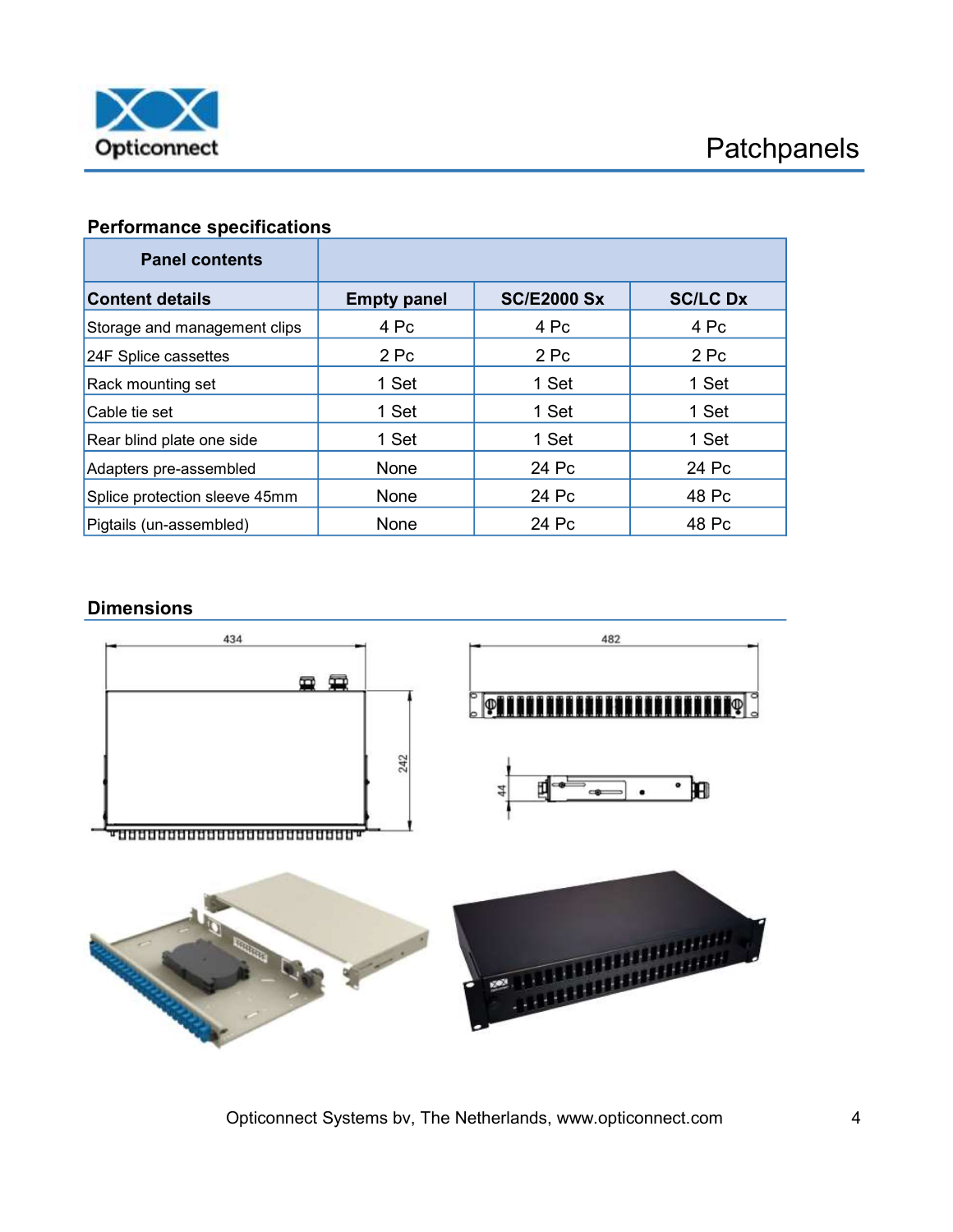## Performance specifications

| Panel contents | | | |
|---|---|---|---|
| **Content details** | **Empty panel** | **SC/E2000 Sx** | **SC/LC Dx** |
| Storage and management clips | 4 Pc | 4 Pc | 4 Pc |
| 24F Splice cassettes | 2 Pc | 2 Pc | 2 Pc |
| Rack mounting set | 1 Set | 1 Set | 1 Set |
| Cable tie set | 1 Set | 1 Set | 1 Set |
| Rear blind plate one side | 1 Set | 1 Set | 1 Set |
| Adapters pre-assembled | None | 24 Pc | 24 Pc |
| Splice protection sleeve 45mm | None | 24 Pc | 48 Pc |
| Pigtails (un-assembled) | None | 24 Pc | 48 Pc |

## Dimensions

434

242

482

44

Opticonnect Systems bv, The Netherlands, www.opticonnect.com